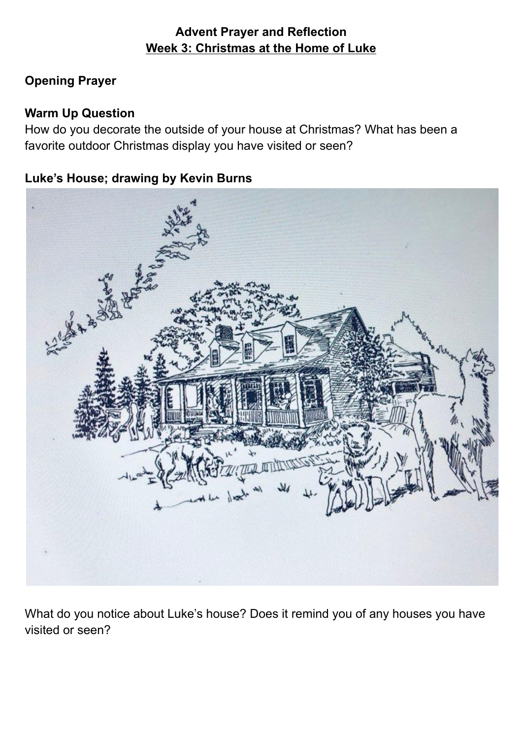**Advent Prayer and Reflection**
**Week 3: Christmas at the Home of Luke**

**Opening Prayer**

**Warm Up Question**

How do you decorate the outside of your house at Christmas? What has been a favorite outdoor Christmas display you have visited or seen?

**Luke's House; drawing by Kevin Burns**

What do you notice about Luke's house? Does it remind you of any houses you have visited or seen?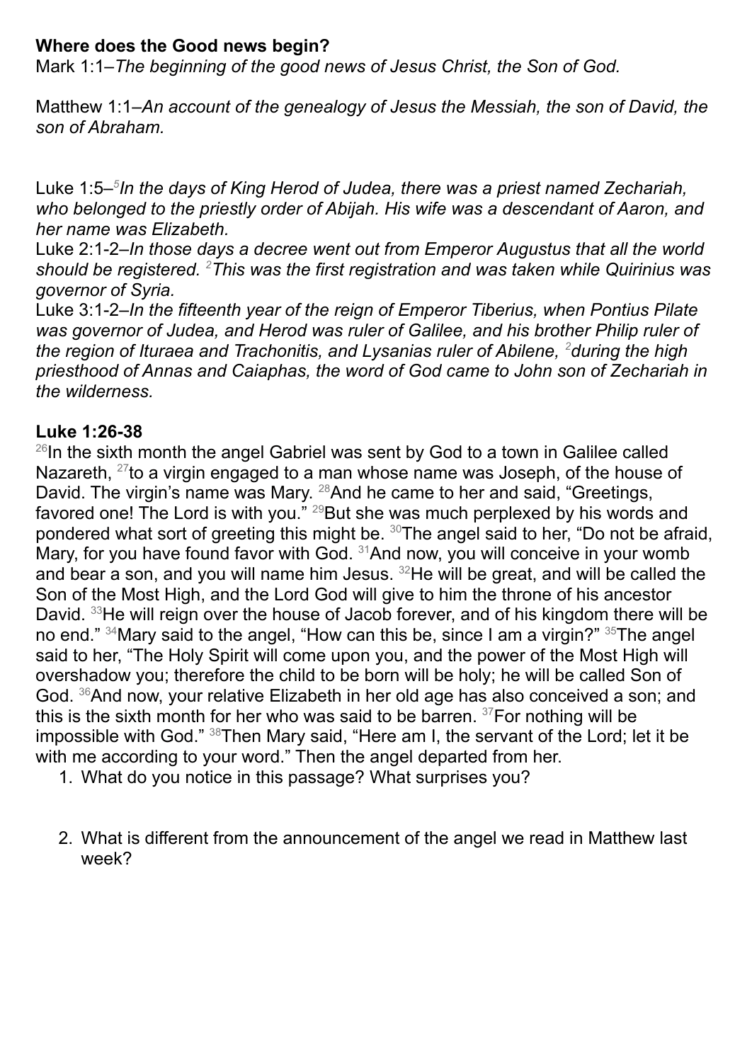**Where does the Good news begin?**

Mark 1:1–*The beginning of the good news of Jesus Christ, the Son of God.*

Matthew 1:1–*An account of the genealogy of Jesus the Messiah, the son of David, the son of Abraham.*

Luke 1:5–[5]*In the days of King Herod of Judea, there was a priest named Zechariah, who belonged to the priestly order of Abijah. His wife was a descendant of Aaron, and her name was Elizabeth.*

Luke 2:1-2–*In those days a decree went out from Emperor Augustus that all the world should be registered.* [2]*This was the first registration and was taken while Quirinius was governor of Syria.*

Luke 3:1-2–*In the fifteenth year of the reign of Emperor Tiberius, when Pontius Pilate was governor of Judea, and Herod was ruler of Galilee, and his brother Philip ruler of the region of Ituraea and Trachonitis, and Lysanias ruler of Abilene,* [2]*during the high priesthood of Annas and Caiaphas, the word of God came to John son of Zechariah in the wilderness.*

**Luke 1:26-38**

[26]In the sixth month the angel Gabriel was sent by God to a town in Galilee called Nazareth, [27]to a virgin engaged to a man whose name was Joseph, of the house of David. The virgin's name was Mary. [28]And he came to her and said, "Greetings, favored one! The Lord is with you." [29]But she was much perplexed by his words and pondered what sort of greeting this might be. [30]The angel said to her, "Do not be afraid, Mary, for you have found favor with God. [31]And now, you will conceive in your womb and bear a son, and you will name him Jesus. [32]He will be great, and will be called the Son of the Most High, and the Lord God will give to him the throne of his ancestor David. [33]He will reign over the house of Jacob forever, and of his kingdom there will be no end." [34]Mary said to the angel, "How can this be, since I am a virgin?" [35]The angel said to her, "The Holy Spirit will come upon you, and the power of the Most High will overshadow you; therefore the child to be born will be holy; he will be called Son of God. [36]And now, your relative Elizabeth in her old age has also conceived a son; and this is the sixth month for her who was said to be barren. [37]For nothing will be impossible with God." [38]Then Mary said, "Here am I, the servant of the Lord; let it be with me according to your word." Then the angel departed from her.

1. What do you notice in this passage? What surprises you?

2. What is different from the announcement of the angel we read in Matthew last week?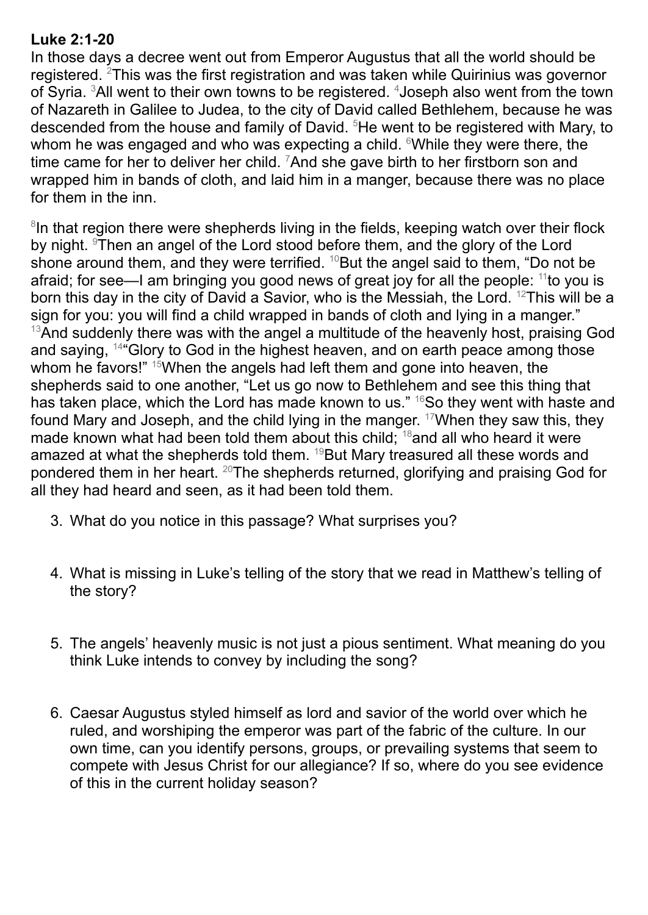**Luke 2:1-20**

In those days a decree went out from Emperor Augustus that all the world should be registered. [2]This was the first registration and was taken while Quirinius was governor of Syria. [3]All went to their own towns to be registered. [4]Joseph also went from the town of Nazareth in Galilee to Judea, to the city of David called Bethlehem, because he was descended from the house and family of David. [5]He went to be registered with Mary, to whom he was engaged and who was expecting a child. [6]While they were there, the time came for her to deliver her child. [7]And she gave birth to her firstborn son and wrapped him in bands of cloth, and laid him in a manger, because there was no place for them in the inn.

[8]In that region there were shepherds living in the fields, keeping watch over their flock by night. [9]Then an angel of the Lord stood before them, and the glory of the Lord shone around them, and they were terrified. [10]But the angel said to them, "Do not be afraid; for see—I am bringing you good news of great joy for all the people: [11]to you is born this day in the city of David a Savior, who is the Messiah, the Lord. [12]This will be a sign for you: you will find a child wrapped in bands of cloth and lying in a manger." [13]And suddenly there was with the angel a multitude of the heavenly host, praising God and saying, [14]"Glory to God in the highest heaven, and on earth peace among those whom he favors!" [15]When the angels had left them and gone into heaven, the shepherds said to one another, "Let us go now to Bethlehem and see this thing that has taken place, which the Lord has made known to us." [16]So they went with haste and found Mary and Joseph, and the child lying in the manger. [17]When they saw this, they made known what had been told them about this child; [18]and all who heard it were amazed at what the shepherds told them. [19]But Mary treasured all these words and pondered them in her heart. [20]The shepherds returned, glorifying and praising God for all they had heard and seen, as it had been told them.

3. What do you notice in this passage? What surprises you?

4. What is missing in Luke's telling of the story that we read in Matthew's telling of the story?

5. The angels' heavenly music is not just a pious sentiment. What meaning do you think Luke intends to convey by including the song?

6. Caesar Augustus styled himself as lord and savior of the world over which he ruled, and worshiping the emperor was part of the fabric of the culture. In our own time, can you identify persons, groups, or prevailing systems that seem to compete with Jesus Christ for our allegiance? If so, where do you see evidence of this in the current holiday season?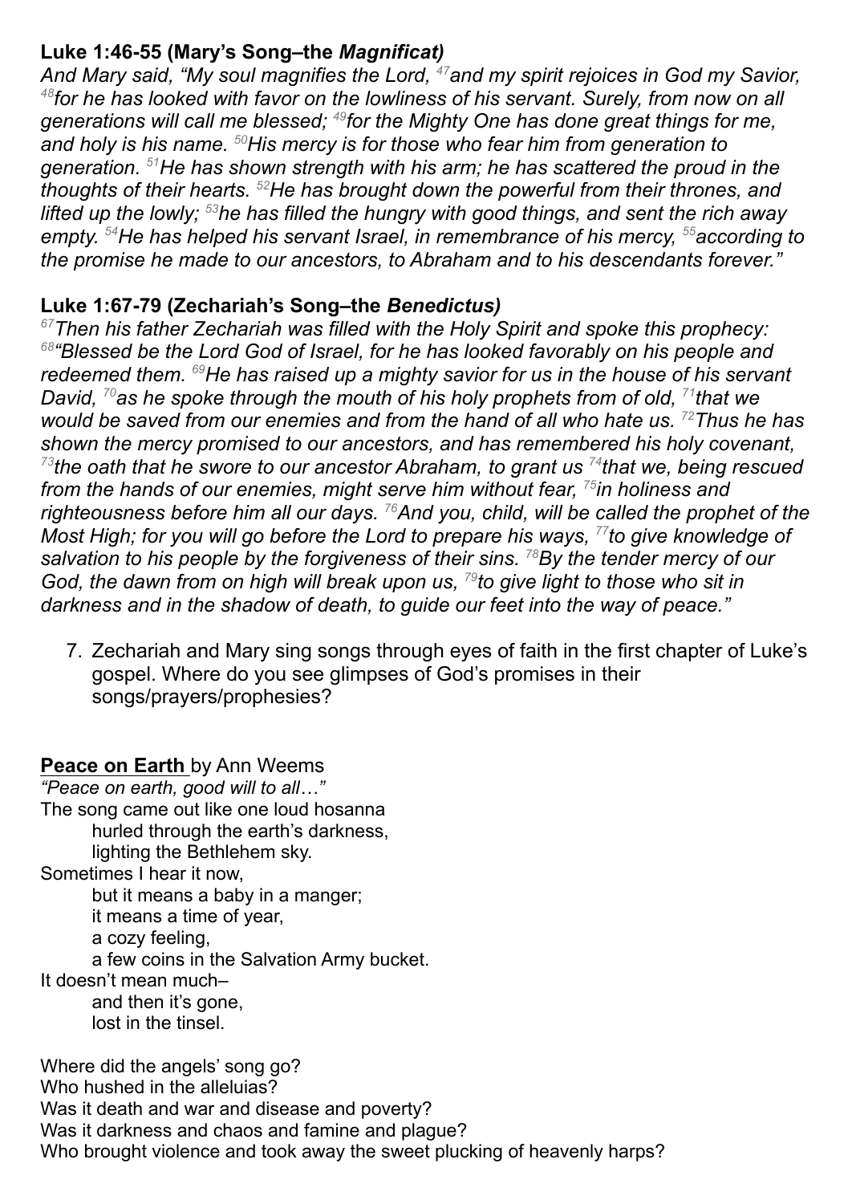**Luke 1:46-55 (Mary's Song–the *Magnificat)***

*And Mary said, "My soul magnifies the Lord, [47]and my spirit rejoices in God my Savior, [48]for he has looked with favor on the lowliness of his servant. Surely, from now on all generations will call me blessed; [49]for the Mighty One has done great things for me, and holy is his name. [50]His mercy is for those who fear him from generation to generation. [51]He has shown strength with his arm; he has scattered the proud in the thoughts of their hearts. [52]He has brought down the powerful from their thrones, and lifted up the lowly; [53]he has filled the hungry with good things, and sent the rich away empty. [54]He has helped his servant Israel, in remembrance of his mercy, [55]according to the promise he made to our ancestors, to Abraham and to his descendants forever."*

**Luke 1:67-79 (Zechariah's Song–the *Benedictus)***

*[67]Then his father Zechariah was filled with the Holy Spirit and spoke this prophecy: [68]"Blessed be the Lord God of Israel, for he has looked favorably on his people and redeemed them. [69]He has raised up a mighty savior for us in the house of his servant David, [70]as he spoke through the mouth of his holy prophets from of old, [71]that we would be saved from our enemies and from the hand of all who hate us. [72]Thus he has shown the mercy promised to our ancestors, and has remembered his holy covenant, [73]the oath that he swore to our ancestor Abraham, to grant us [74]that we, being rescued from the hands of our enemies, might serve him without fear, [75]in holiness and righteousness before him all our days. [76]And you, child, will be called the prophet of the Most High; for you will go before the Lord to prepare his ways, [77]to give knowledge of salvation to his people by the forgiveness of their sins. [78]By the tender mercy of our God, the dawn from on high will break upon us, [79]to give light to those who sit in darkness and in the shadow of death, to guide our feet into the way of peace."*

7. Zechariah and Mary sing songs through eyes of faith in the first chapter of Luke's gospel. Where do you see glimpses of God's promises in their songs/prayers/prophesies?

**Peace on Earth** by Ann Weems

*"Peace on earth, good will to all…"*
The song came out like one loud hosanna
    hurled through the earth's darkness,
    lighting the Bethlehem sky.
Sometimes I hear it now,
    but it means a baby in a manger;
    it means a time of year,
    a cozy feeling,
    a few coins in the Salvation Army bucket.
It doesn't mean much–
    and then it's gone,
    lost in the tinsel.

Where did the angels' song go?
Who hushed in the alleluias?
Was it death and war and disease and poverty?
Was it darkness and chaos and famine and plague?
Who brought violence and took away the sweet plucking of heavenly harps?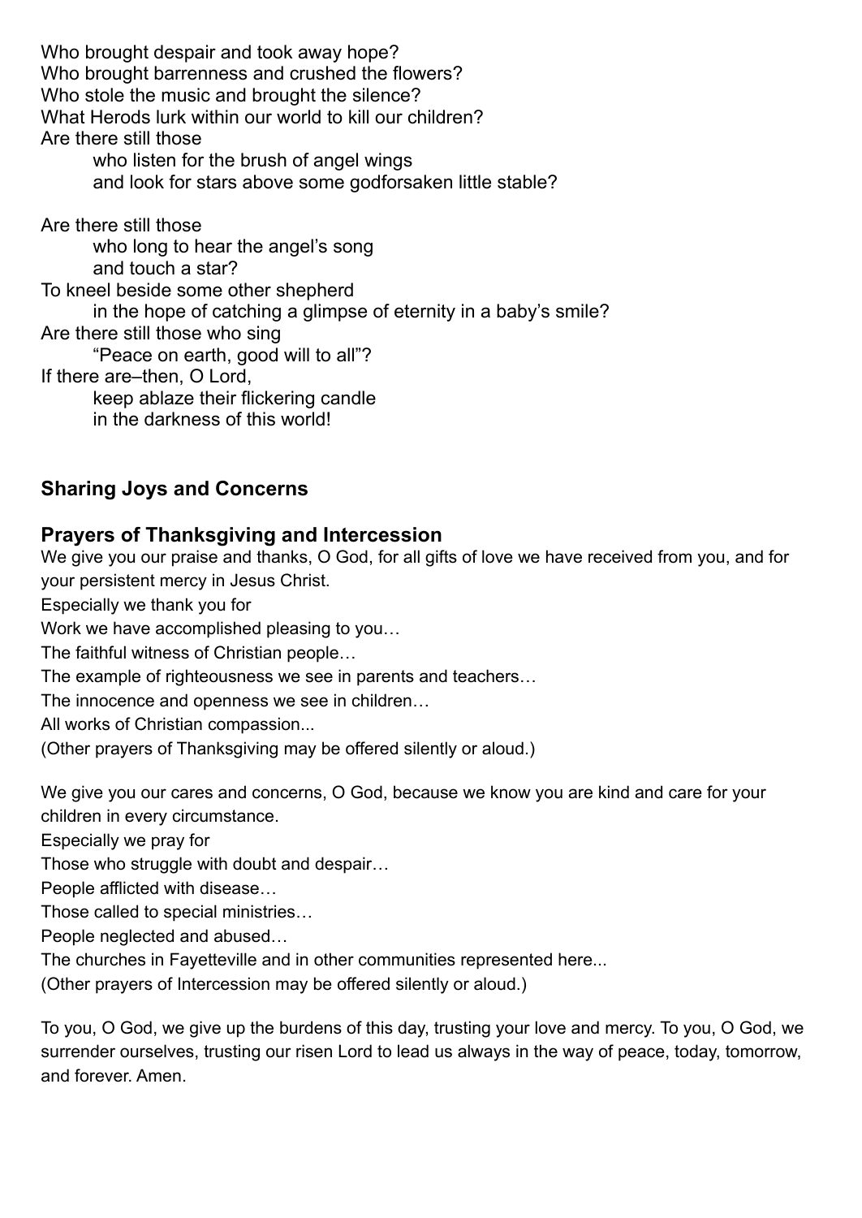Who brought despair and took away hope?
Who brought barrenness and crushed the flowers?
Who stole the music and brought the silence?
What Herods lurk within our world to kill our children?
Are there still those
    who listen for the brush of angel wings
    and look for stars above some godforsaken little stable?

Are there still those
    who long to hear the angel's song
    and touch a star?
To kneel beside some other shepherd
    in the hope of catching a glimpse of eternity in a baby's smile?
Are there still those who sing
    "Peace on earth, good will to all"?
If there are–then, O Lord,
    keep ablaze their flickering candle
    in the darkness of this world!

## Sharing Joys and Concerns

## Prayers of Thanksgiving and Intercession

We give you our praise and thanks, O God, for all gifts of love we have received from you, and for your persistent mercy in Jesus Christ.

Especially we thank you for

Work we have accomplished pleasing to you…

The faithful witness of Christian people…

The example of righteousness we see in parents and teachers…

The innocence and openness we see in children…

All works of Christian compassion...

(Other prayers of Thanksgiving may be offered silently or aloud.)

We give you our cares and concerns, O God, because we know you are kind and care for your children in every circumstance.

Especially we pray for

Those who struggle with doubt and despair…

People afflicted with disease…

Those called to special ministries…

People neglected and abused…

The churches in Fayetteville and in other communities represented here...

(Other prayers of Intercession may be offered silently or aloud.)

To you, O God, we give up the burdens of this day, trusting your love and mercy. To you, O God, we surrender ourselves, trusting our risen Lord to lead us always in the way of peace, today, tomorrow, and forever. Amen.